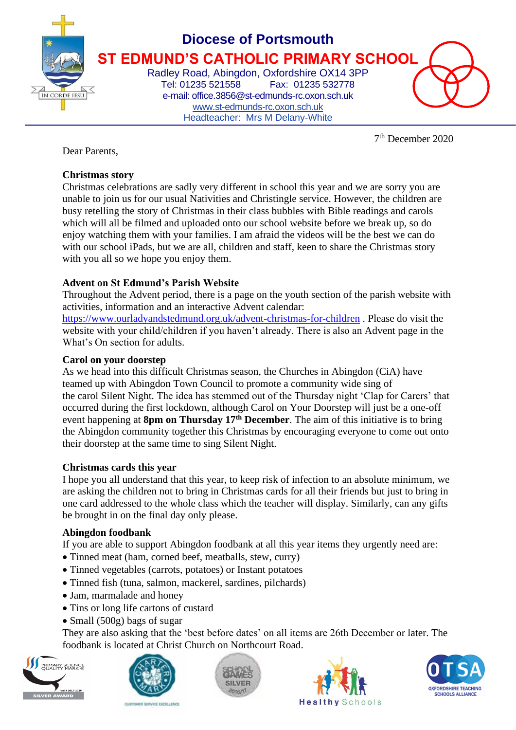# Diocese of Portsmouth

## ST EDMUND'S CATHOLIC PRIMARY SCHOOL

Radley Road, Abingdon, Oxfordshire OX14 3PP
Tel: 01235 521558 Fax: 01235 532778
e-mail: office.3856@st-edmunds-rc.oxon.sch.uk
www.st-edmunds-rc.oxon.sch.uk
Headteacher: Mrs M Delany-White

7th December 2020

Dear Parents,

**Christmas story**

Christmas celebrations are sadly very different in school this year and we are sorry you are unable to join us for our usual Nativities and Christingle service. However, the children are busy retelling the story of Christmas in their class bubbles with Bible readings and carols which will all be filmed and uploaded onto our school website before we break up, so do enjoy watching them with your families. I am afraid the videos will be the best we can do with our school iPads, but we are all, children and staff, keen to share the Christmas story with you all so we hope you enjoy them.

**Advent on St Edmund's Parish Website**

Throughout the Advent period, there is a page on the youth section of the parish website with activities, information and an interactive Advent calendar: https://www.ourladyandstedmund.org.uk/advent-christmas-for-children . Please do visit the website with your child/children if you haven't already. There is also an Advent page in the What's On section for adults.

**Carol on your doorstep**

As we head into this difficult Christmas season, the Churches in Abingdon (CiA) have teamed up with Abingdon Town Council to promote a community wide sing of the carol Silent Night. The idea has stemmed out of the Thursday night 'Clap for Carers' that occurred during the first lockdown, although Carol on Your Doorstep will just be a one-off event happening at **8pm on Thursday 17th December**. The aim of this initiative is to bring the Abingdon community together this Christmas by encouraging everyone to come out onto their doorstep at the same time to sing Silent Night.

**Christmas cards this year**

I hope you all understand that this year, to keep risk of infection to an absolute minimum, we are asking the children not to bring in Christmas cards for all their friends but just to bring in one card addressed to the whole class which the teacher will display. Similarly, can any gifts be brought in on the final day only please.

**Abingdon foodbank**

If you are able to support Abingdon foodbank at all this year items they urgently need are:

- Tinned meat (ham, corned beef, meatballs, stew, curry)
- Tinned vegetables (carrots, potatoes) or Instant potatoes
- Tinned fish (tuna, salmon, mackerel, sardines, pilchards)
- Jam, marmalade and honey
- Tins or long life cartons of custard
- Small (500g) bags of sugar

They are also asking that the 'best before dates' on all items are 26th December or later. The foodbank is located at Christ Church on Northcourt Road.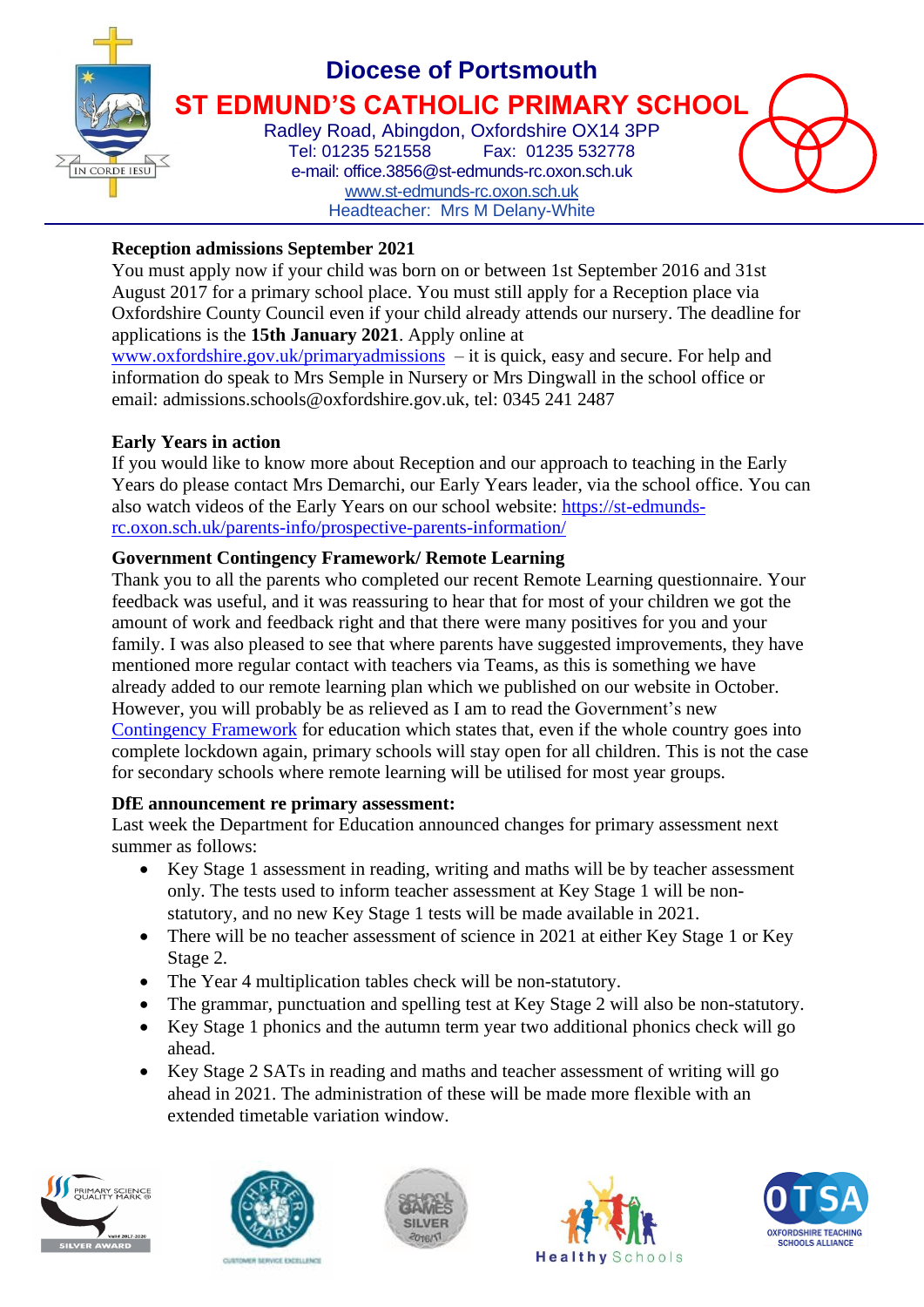# Diocese of Portsmouth

## ST EDMUND'S CATHOLIC PRIMARY SCHOOL

Radley Road, Abingdon, Oxfordshire OX14 3PP
Tel: 01235 521558 Fax: 01235 532778
e-mail: office.3856@st-edmunds-rc.oxon.sch.uk
www.st-edmunds-rc.oxon.sch.uk
Headteacher: Mrs M Delany-White

**Reception admissions September 2021**

You must apply now if your child was born on or between 1st September 2016 and 31st August 2017 for a primary school place. You must still apply for a Reception place via Oxfordshire County Council even if your child already attends our nursery. The deadline for applications is the **15th January 2021**. Apply online at www.oxfordshire.gov.uk/primaryadmissions – it is quick, easy and secure. For help and information do speak to Mrs Semple in Nursery or Mrs Dingwall in the school office or email: admissions.schools@oxfordshire.gov.uk, tel: 0345 241 2487

**Early Years in action**

If you would like to know more about Reception and our approach to teaching in the Early Years do please contact Mrs Demarchi, our Early Years leader, via the school office. You can also watch videos of the Early Years on our school website: https://st-edmunds-rc.oxon.sch.uk/parents-info/prospective-parents-information/

**Government Contingency Framework/ Remote Learning**

Thank you to all the parents who completed our recent Remote Learning questionnaire. Your feedback was useful, and it was reassuring to hear that for most of your children we got the amount of work and feedback right and that there were many positives for you and your family. I was also pleased to see that where parents have suggested improvements, they have mentioned more regular contact with teachers via Teams, as this is something we have already added to our remote learning plan which we published on our website in October. However, you will probably be as relieved as I am to read the Government's new Contingency Framework for education which states that, even if the whole country goes into complete lockdown again, primary schools will stay open for all children. This is not the case for secondary schools where remote learning will be utilised for most year groups.

**DfE announcement re primary assessment:**

Last week the Department for Education announced changes for primary assessment next summer as follows:

- Key Stage 1 assessment in reading, writing and maths will be by teacher assessment only. The tests used to inform teacher assessment at Key Stage 1 will be non-statutory, and no new Key Stage 1 tests will be made available in 2021.
- There will be no teacher assessment of science in 2021 at either Key Stage 1 or Key Stage 2.
- The Year 4 multiplication tables check will be non-statutory.
- The grammar, punctuation and spelling test at Key Stage 2 will also be non-statutory.
- Key Stage 1 phonics and the autumn term year two additional phonics check will go ahead.
- Key Stage 2 SATs in reading and maths and teacher assessment of writing will go ahead in 2021. The administration of these will be made more flexible with an extended timetable variation window.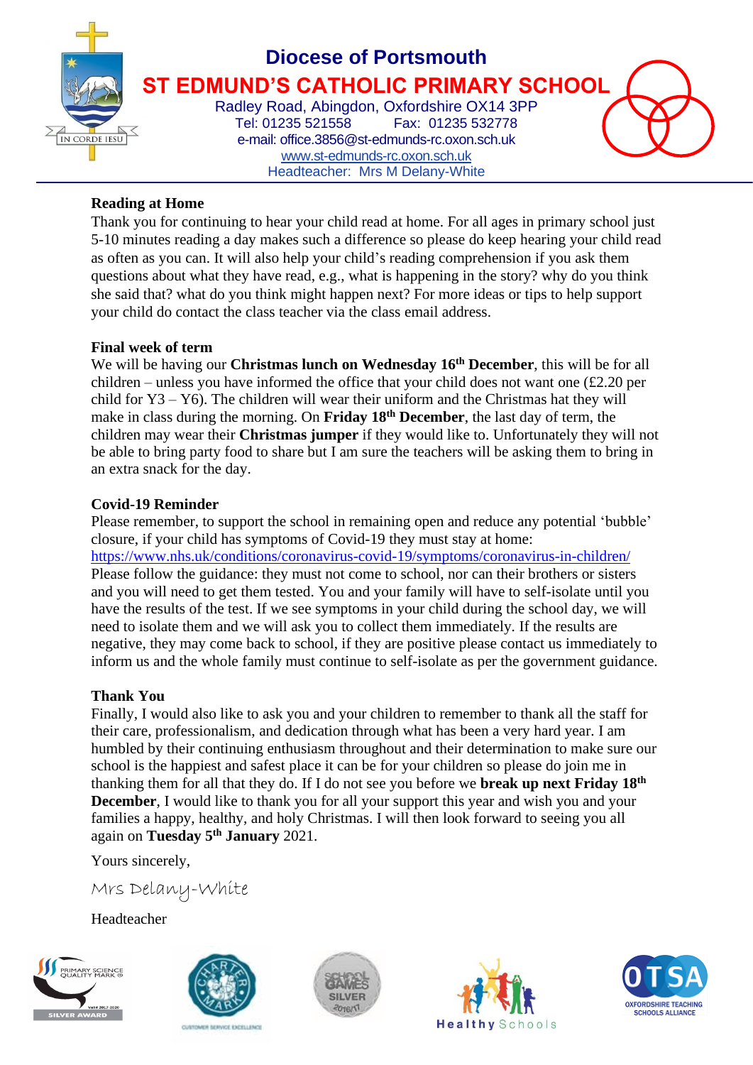Diocese of Portsmouth

**ST EDMUND'S CATHOLIC PRIMARY SCHOOL**

Radley Road, Abingdon, Oxfordshire OX14 3PP
Tel: 01235 521558 Fax: 01235 532778
e-mail: office.3856@st-edmunds-rc.oxon.sch.uk
www.st-edmunds-rc.oxon.sch.uk
Headteacher: Mrs M Delany-White

**Reading at Home**

Thank you for continuing to hear your child read at home. For all ages in primary school just 5-10 minutes reading a day makes such a difference so please do keep hearing your child read as often as you can. It will also help your child's reading comprehension if you ask them questions about what they have read, e.g., what is happening in the story? why do you think she said that? what do you think might happen next? For more ideas or tips to help support your child do contact the class teacher via the class email address.

**Final week of term**

We will be having our **Christmas lunch on Wednesday 16th December**, this will be for all children – unless you have informed the office that your child does not want one (£2.20 per child for Y3 – Y6). The children will wear their uniform and the Christmas hat they will make in class during the morning. On **Friday 18th December**, the last day of term, the children may wear their **Christmas jumper** if they would like to. Unfortunately they will not be able to bring party food to share but I am sure the teachers will be asking them to bring in an extra snack for the day.

**Covid-19 Reminder**

Please remember, to support the school in remaining open and reduce any potential 'bubble' closure, if your child has symptoms of Covid-19 they must stay at home:
https://www.nhs.uk/conditions/coronavirus-covid-19/symptoms/coronavirus-in-children/
Please follow the guidance: they must not come to school, nor can their brothers or sisters and you will need to get them tested. You and your family will have to self-isolate until you have the results of the test. If we see symptoms in your child during the school day, we will need to isolate them and we will ask you to collect them immediately. If the results are negative, they may come back to school, if they are positive please contact us immediately to inform us and the whole family must continue to self-isolate as per the government guidance.

**Thank You**

Finally, I would also like to ask you and your children to remember to thank all the staff for their care, professionalism, and dedication through what has been a very hard year. I am humbled by their continuing enthusiasm throughout and their determination to make sure our school is the happiest and safest place it can be for your children so please do join me in thanking them for all that they do. If I do not see you before we **break up next Friday 18th December**, I would like to thank you for all your support this year and wish you and your families a happy, healthy, and holy Christmas. I will then look forward to seeing you all again on **Tuesday 5th January** 2021.

Yours sincerely,

Mrs Delany-White

Headteacher